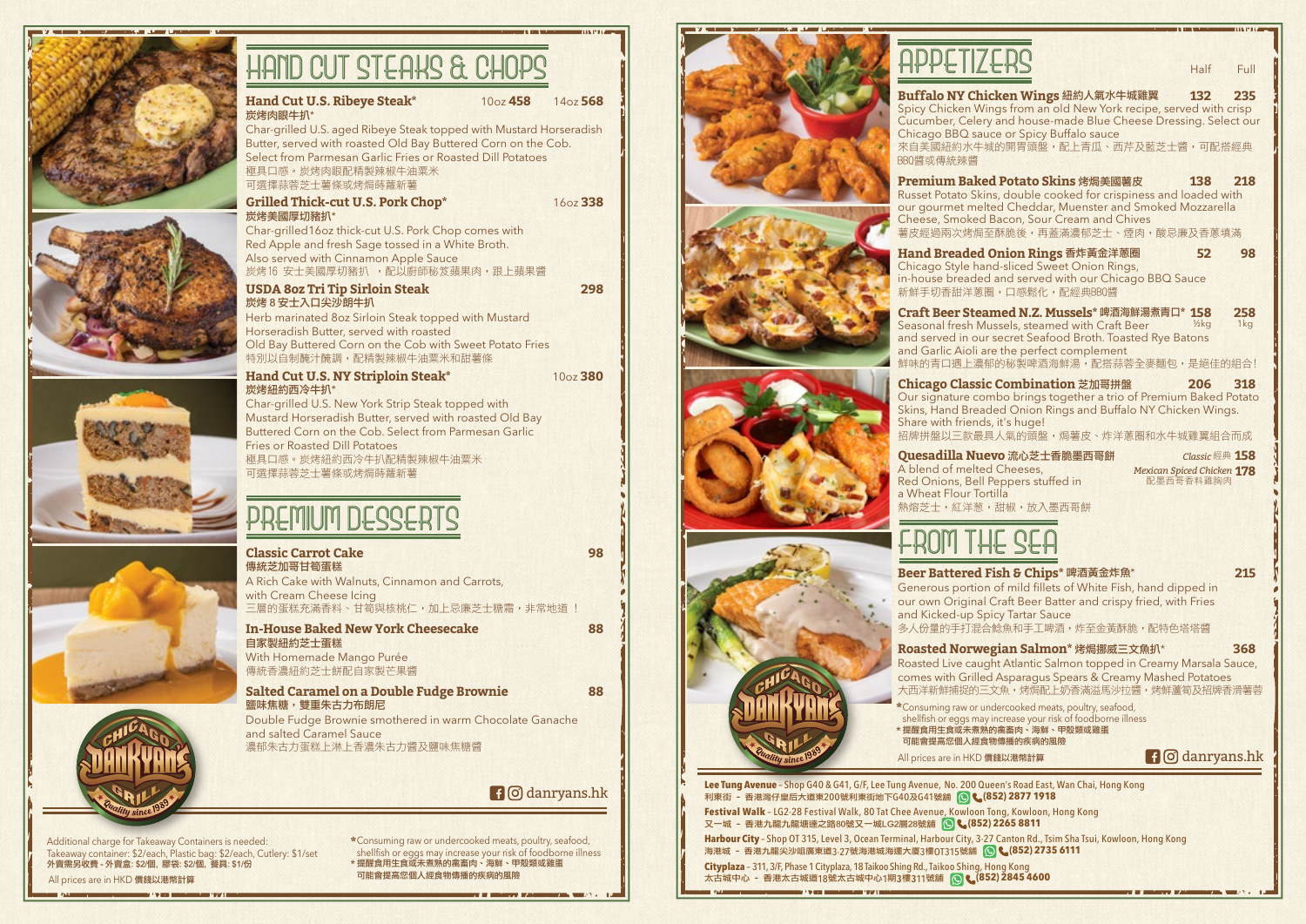# HAND CUT STEAKS & CHOPS

**Hand Cut U.S. Ribeye Steak*** 10oz **458** 14oz **568**
**炭烤肉眼牛扒***
Char-grilled U.S. aged Ribeye Steak topped with Mustard Horseradish Butter, served with roasted Old Bay Buttered Corn on the Cob. Select from Parmesan Garlic Fries or Roasted Dill Potatoes
極具口感。炭烤肉眼配精製辣椒牛油粟米
可選擇蒜蓉芝士薯條或烤焗蒔蘿薯仔

**Grilled Thick-cut U.S. Pork Chop*** 16oz **338**
**炭烤美國厚切豬扒***
Char-grilled16oz thick-cut U.S. Pork Chop comes with Red Apple and fresh Sage tossed in a White Broth. Also served with Cinnamon Apple Sauce
炭烤16 安士美國厚切豬扒 ，配以廚師秘笈蘋果肉，跟上蘋果醬

**USDA 8oz Tri Tip Sirloin Steak** **298**
**炭烤 8 安士入口尖沙朗牛扒**
Herb marinated 8oz Sirloin Steak topped with Mustard Horseradish Butter, served with roasted Old Bay Buttered Corn on the Cob with Sweet Potato Fries
特別以自制醃汁醃調，配精製辣椒牛油粟米和甜薯條

**Hand Cut U.S. NY Striploin Steak*** 10oz **380**
**炭烤紐約西冷牛扒***
Char-grilled U.S. New York Strip Steak topped with Mustard Horseradish Butter, served with roasted Old Bay Buttered Corn on the Cob. Select from Parmesan Garlic Fries or Roasted Dill Potatoes
極具口感。炭烤紐約西冷牛扒配精製辣椒牛油粟米
可選擇蒜蓉芝士薯條或烤焗蒔蘿薯仔

# PREMIUM DESSERTS

**Classic Carrot Cake** **98**
**傳統芝加哥甘筍蛋糕**
A Rich Cake with Walnuts, Cinnamon and Carrots, with Cream Cheese Icing
三層的蛋糕充滿香料、甘筍與核桃仁，加上忌廉芝士糖霜，非常地道 ！

**In-House Baked New York Cheesecake** **88**
**自家製紐約芝士蛋糕**
With Homemade Mango Purée
傳統香濃紐約芝士餅配自家製芒果醬

**Salted Caramel on a Double Fudge Brownie** **88**
**鹽味焦糖，雙重朱古力布朗尼**
Double Fudge Brownie smothered in warm Chocolate Ganache and salted Caramel Sauce
濃郁朱古力蛋糕上淋上香濃朱古力醬及鹽味焦糖醬

danryans.hk

Additional charge for Takeaway Containers is needed:
Takeaway container: $2/each, Plastic bag: $2/each, Cutlery: $1/set
外賣需另收費 - 外賣盒: $2/個, 膠袋: $2/個, 餐具: $1/份

All prices are in HKD 價錢以港幣計算

*Consuming raw or undercooked meats, poultry, seafood, shellfish or eggs may increase your risk of foodborne illness
* 提醒食用生食或未煮熟的禽畜肉、海鮮、甲殼類或雞蛋可能會提高您個人經食物傳播的疾病的風險

# APPETIZERS

| | Half | Full |
|---|---|---|
| **Buffalo NY Chicken Wings 紐約人氣水牛城雞翼** | **132** | **235** |
| **Premium Baked Potato Skins 烤焗美國薯皮** | **138** | **218** |
| **Hand Breaded Onion Rings 香炸黃金洋蔥圈** | **52** | **98** |
| **Craft Beer Steamed N.Z. Mussels* 啤酒海鮮湯煮青口*** | **158** ½kg | **258** 1kg |
| **Chicago Classic Combination 芝加哥拼盤** | **206** | **318** |

**Buffalo NY Chicken Wings 紐約人氣水牛城雞翼** — Half **132** / Full **235**
Spicy Chicken Wings from an old New York recipe, served with crisp Cucumber, Celery and house-made Blue Cheese Dressing. Select our Chicago BBQ sauce or Spicy Buffalo sauce
來自美國紐約水牛城的開胃頭盤，配上青瓜、西芹及藍芝士醬，可配搭經典BBQ醬或傳統辣醬

**Premium Baked Potato Skins 烤焗美國薯皮** — Half **138** / Full **218**
Russet Potato Skins, double cooked for crispiness and loaded with our gourmet melted Cheddar, Muenster and Smoked Mozzarella Cheese, Smoked Bacon, Sour Cream and Chives
薯皮經過兩次烤焗至酥脆後，再蓋滿濃郁芝士、煙肉，酸忌廉及香蔥填滿

**Hand Breaded Onion Rings 香炸黃金洋蔥圈** — Half **52** / Full **98**
Chicago Style hand-sliced Sweet Onion Rings, in-house breaded and served with our Chicago BBQ Sauce
新鮮手切香甜洋蔥圈，口感鬆化，配經典BBQ醬

**Craft Beer Steamed N.Z. Mussels* 啤酒海鮮湯煮青口*** — **158** ½kg / **258** 1kg
Seasonal fresh Mussels, steamed with Craft Beer and served in our secret Seafood Broth. Toasted Rye Batons and Garlic Aioli are the perfect complement
鮮味的青口遇上濃郁的秘製啤酒海鮮湯，配搭蒜蓉全麥麵包，是絕佳的組合!

**Chicago Classic Combination 芝加哥拼盤** — Half **206** / Full **318**
Our signature combo brings together a trio of Premium Baked Potato Skins, Hand Breaded Onion Rings and Buffalo NY Chicken Wings. Share with friends, it's huge!
招牌拼盤以三款最具人氣的頭盤，焗薯皮、炸洋蔥圈和水牛城雞翼組合而成

**Quesadilla Nuevo 流心芝士香脆墨西哥餅**
*Classic* 經典 **158**
*Mexican Spiced Chicken* 配墨西哥香料雞胸肉 **178**
A blend of melted Cheeses, Red Onions, Bell Peppers stuffed in a Wheat Flour Tortilla
熱熔芝士，紅洋蔥，甜椒，放入墨西哥餅

# FROM THE SEA

**Beer Battered Fish & Chips* 啤酒黃金炸魚*** **215**
Generous portion of mild fillets of White Fish, hand dipped in our own Original Craft Beer Batter and crispy fried, with Fries and Kicked-up Spicy Tartar Sauce
多人份量的手打混合鯰魚和手工啤酒，炸至金黃酥脆，配特色塔塔醬

**Roasted Norwegian Salmon* 烤焗挪威三文魚扒*** **368**
Roasted Live caught Atlantic Salmon topped in Creamy Marsala Sauce, comes with Grilled Asparagus Spears & Creamy Mashed Potatoes
大西洋新鮮捕捉的三文魚，烤焗配上奶香滿溢馬沙拉醬，烤鮮蘆筍及招牌香滑薯蓉

*Consuming raw or undercooked meats, poultry, seafood, shellfish or eggs may increase your risk of foodborne illness
* 提醒食用生食或未煮熟的禽畜肉、海鮮、甲殼類或雞蛋可能會提高您個人經食物傳播的疾病的風險

All prices are in HKD 價錢以港幣計算

danryans.hk

**Lee Tung Avenue** - Shop G40 & G41, G/F, Lee Tung Avenue, No. 200 Queen's Road East, Wan Chai, Hong Kong
利東街 - 香港灣仔皇后大道東200號利東街地下G40及G41號舖 **(852) 2877 1918**

**Festival Walk** - LG2-28 Festival Walk, 80 Tat Chee Avenue, Kowloon Tong, Kowloon, Hong Kong
又一城 - 香港九龍九龍塘達之路80號又一城LG2層28號舖 **(852) 2265 8811**

**Harbour City** - Shop OT 315, Level 3, Ocean Terminal, Harbour City, 3-27 Canton Rd., Tsim Sha Tsui, Kowloon, Hong Kong
海港城 - 香港九龍尖沙咀廣東道3-27號海港城海運大廈3樓OT315號舖 **(852) 2735 6111**

**Cityplaza** - 311, 3/F, Phase 1 Cityplaza, 18 Taikoo Shing Rd., Taikoo Shing, Hong Kong
太古城中心 - 香港太古城道18號太古城中心1期3樓311號舖 **(852) 2845 4600**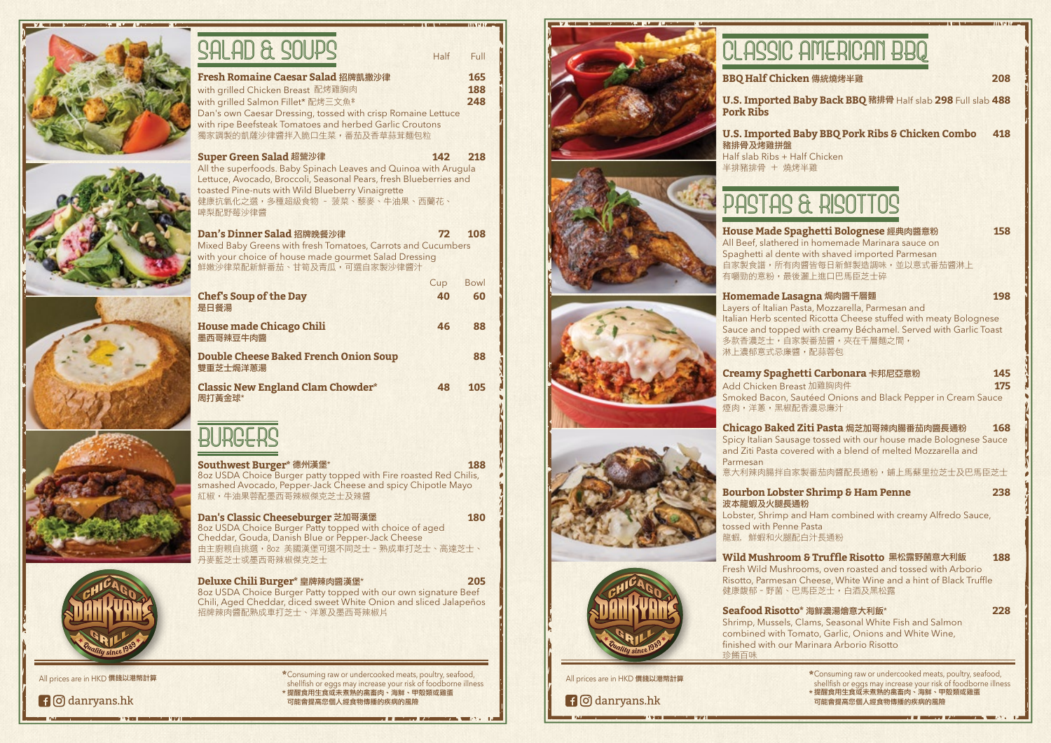# SALAD & SOUPS

| | Half | Full |
|---|---|---|
| **Fresh Romaine Caesar Salad 招牌凱撒沙律** | | 165 |
| with grilled Chicken Breast 配烤雞胸肉 | | 188 |
| with grilled Salmon Fillet* 配烤三文魚* | | 248 |

Dan's own Caesar Dressing, tossed with crisp Romaine Lettuce with ripe Beefsteak Tomatoes and herbed Garlic Croutons
獨家調製的凱薩沙律醬拌入脆口生菜，番茄及香草蒜茸麵包粒

**Super Green Salad 超營沙律** 142 218

All the superfoods. Baby Spinach Leaves and Quinoa with Arugula Lettuce, Avocado, Broccoli, Seasonal Pears, fresh Blueberries and toasted Pine-nuts with Wild Blueberry Vinaigrette
健康抗氧化之選，多種超級食物 - 菠菜、藜麥、牛油果、西蘭花、啤梨配野莓沙律醬

**Dan's Dinner Salad 招牌晚餐沙律** 72 108

Mixed Baby Greens with fresh Tomatoes, Carrots and Cucumbers with your choice of house made gourmet Salad Dressing
鮮嫩沙律菜配新鮮番茄、甘筍及青瓜，可選自家製沙律醬汁

| | Cup | Bowl |
|---|---|---|
| **Chef's Soup of the Day** 是日餐湯 | 40 | 60 |
| **House made Chicago Chili** 墨西哥辣豆牛肉醬 | 46 | 88 |
| **Double Cheese Baked French Onion Soup** 雙重芝士焗洋蔥湯 | | 88 |
| **Classic New England Clam Chowder*** 周打蜆金球* | 48 | 105 |

# BURGERS

**Southwest Burger* 德州漢堡*** 188

8oz USDA Choice Burger patty topped with Fire roasted Red Chilis, smashed Avocado, Pepper-Jack Cheese and spicy Chipotle Mayo
紅椒，牛油果蓉配墨西哥辣椒傑克芝士及辣醬

**Dan's Classic Cheeseburger 芝加哥漢堡** 180

8oz USDA Choice Burger Patty topped with choice of aged Cheddar, Gouda, Danish Blue or Pepper-Jack Cheese
由主廚親自挑選，8oz 美國漢堡可選不同芝士 - 熟成車打芝士、高達芝士、丹麥藍芝士或墨西哥辣椒傑克芝士

**Deluxe Chili Burger* 皇牌辣肉醬漢堡*** 205

8oz USDA Choice Burger Patty topped with our own signature Beef Chili, Aged Cheddar, diced sweet White Onion and sliced Jalapeños
招牌辣肉醬配熟成車打芝士、洋蔥及墨西哥辣椒片

All prices are in HKD 價錢以港幣計算

*Consuming raw or undercooked meats, poultry, seafood, shellfish or eggs may increase your risk of foodborne illness
*提醒食用生食或未煮熟的禽畜肉、海鮮、甲殼類或雞蛋可能會提高您個人經食物傳播的疾病的風險

danryans.hk

# CLASSIC AMERICAN BBQ

**BBQ Half Chicken 傳統燒烤半雞** 208

**U.S. Imported Baby Back BBQ Pork Ribs 豬排骨** Half slab **298** Full slab **488**

**U.S. Imported Baby BBQ Pork Ribs & Chicken Combo 豬排骨及烤雞拼盤** 418

Half slab Ribs + Half Chicken
半排豬排骨 ＋ 燒烤半雞

# PASTAS & RISOTTOS

**House Made Spaghetti Bolognese 經典肉醬意粉** 158

All Beef, slathered in homemade Marinara sauce on Spaghetti al dente with shaved imported Parmesan
自家製食譜，所有肉醬皆每日新鮮製造調味，並以意式番茄醬淋上有嚼勁的意粉，最後灑上進口巴馬臣芝士碎

**Homemade Lasagna 焗肉醬千層麵** 198

Layers of Italian Pasta, Mozzarella, Parmesan and Italian Herb scented Ricotta Cheese stuffed with meaty Bolognese Sauce and topped with creamy Béchamel. Served with Garlic Toast
多款香濃芝士，自家製番茄醬，夾在千層麵之間，淋上濃郁意式忌廉醬，配蒜蓉包

**Creamy Spaghetti Carbonara 卡邦尼意粉** 145
Add Chicken Breast 加雞胸肉件 175

Smoked Bacon, Sautéed Onions and Black Pepper in Cream Sauce
煙肉，洋蔥，黑椒配香濃忌廉汁

**Chicago Baked Ziti Pasta 焗芝加哥辣肉腸番茄肉醬長通粉** 168

Spicy Italian Sausage tossed with our house made Bolognese Sauce and Ziti Pasta covered with a blend of melted Mozzarella and Parmesan
意大利辣肉腸拌自家製番茄肉醬配長通粉，鋪上馬蘇里拉芝士及巴馬臣芝士

**Bourbon Lobster Shrimp & Ham Penne 波本龍蝦及火腿長通粉** 238

Lobster, Shrimp and Ham combined with creamy Alfredo Sauce, tossed with Penne Pasta
龍蝦，鮮蝦和火腿配白汁長通粉

**Wild Mushroom & Truffle Risotto 黑松露野菌意大利飯** 188

Fresh Wild Mushrooms, oven roasted and tossed with Arborio Risotto, Parmesan Cheese, White Wine and a hint of Black Truffle
健康靚郁 - 野菌、巴馬臣芝士，白酒及黑松露

**Seafood Risotto* 海鮮濃湯燴意大利飯*** 228

Shrimp, Mussels, Clams, Seasonal White Fish and Salmon combined with Tomato, Garlic, Onions and White Wine, finished with our Marinara Arborio Risotto
珍饌百味

All prices are in HKD 價錢以港幣計算

*Consuming raw or undercooked meats, poultry, seafood, shellfish or eggs may increase your risk of foodborne illness
*提醒食用生食或未煮熟的禽畜肉、海鮮、甲殼類或雞蛋可能會提高您個人經食物傳播的疾病的風險

danryans.hk